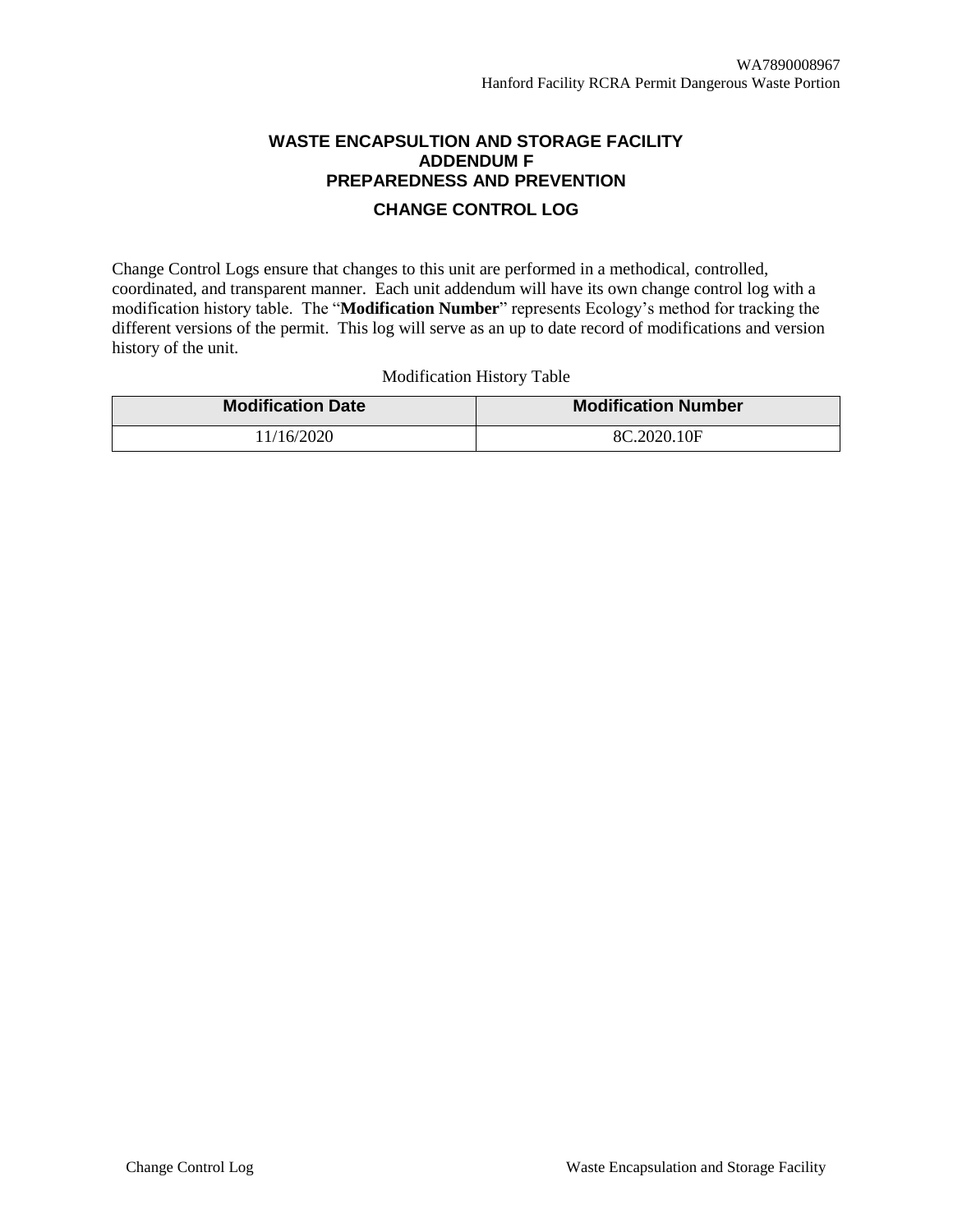# WASTE ENCAPSULTION AND STORAGE FACILITY
# ADDENDUM F
# PREPAREDNESS AND PREVENTION

## CHANGE CONTROL LOG

Change Control Logs ensure that changes to this unit are performed in a methodical, controlled, coordinated, and transparent manner. Each unit addendum will have its own change control log with a modification history table. The "**Modification Number**" represents Ecology's method for tracking the different versions of the permit. This log will serve as an up to date record of modifications and version history of the unit.

Modification History Table

| Modification Date | Modification Number |
| --- | --- |
| 11/16/2020 | 8C.2020.10F |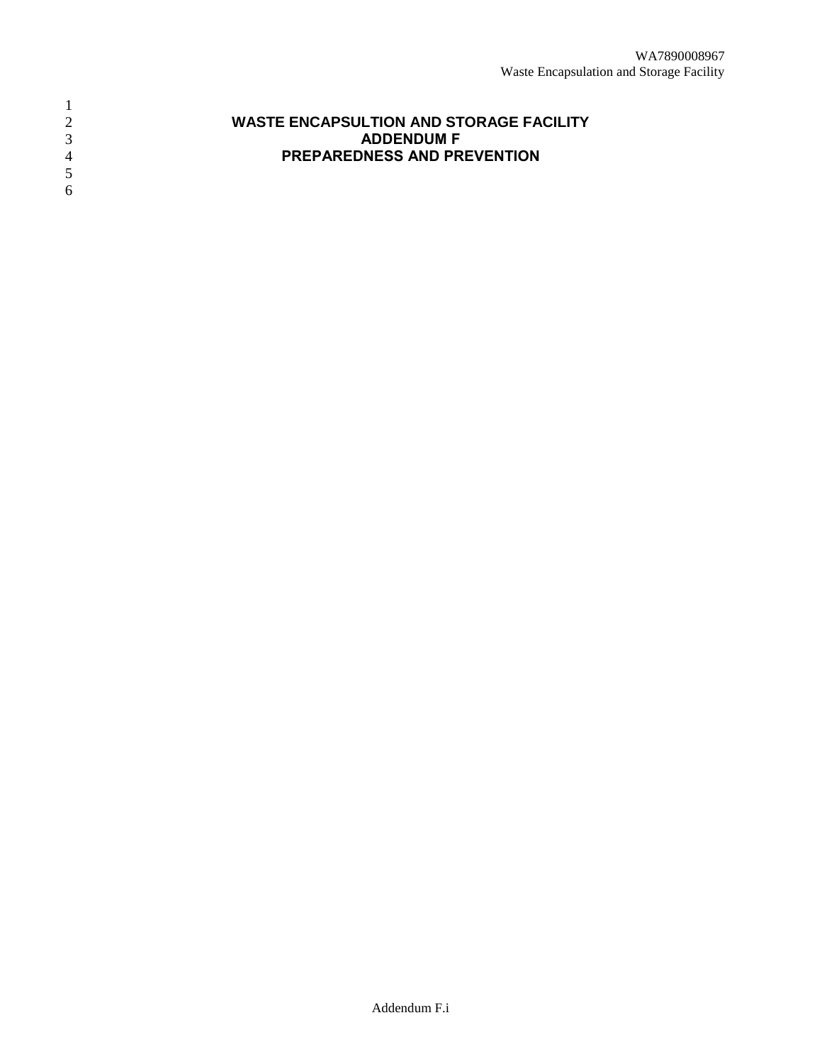# WASTE ENCAPSULTION AND STORAGE FACILITY
# ADDENDUM F
# PREPAREDNESS AND PREVENTION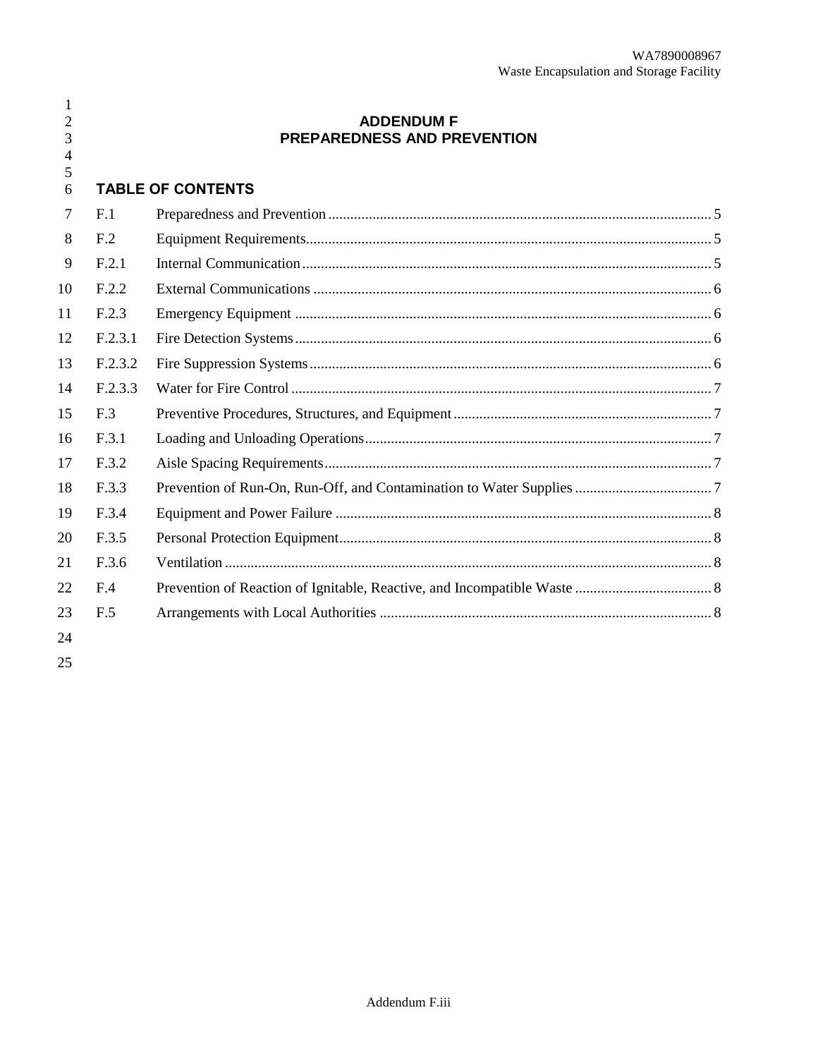# ADDENDUM F
# PREPAREDNESS AND PREVENTION

## TABLE OF CONTENTS

| | | |
|---|---|---|
| F.1 | Preparedness and Prevention | 5 |
| F.2 | Equipment Requirements | 5 |
| F.2.1 | Internal Communication | 5 |
| F.2.2 | External Communications | 6 |
| F.2.3 | Emergency Equipment | 6 |
| F.2.3.1 | Fire Detection Systems | 6 |
| F.2.3.2 | Fire Suppression Systems | 6 |
| F.2.3.3 | Water for Fire Control | 7 |
| F.3 | Preventive Procedures, Structures, and Equipment | 7 |
| F.3.1 | Loading and Unloading Operations | 7 |
| F.3.2 | Aisle Spacing Requirements | 7 |
| F.3.3 | Prevention of Run-On, Run-Off, and Contamination to Water Supplies | 7 |
| F.3.4 | Equipment and Power Failure | 8 |
| F.3.5 | Personal Protection Equipment | 8 |
| F.3.6 | Ventilation | 8 |
| F.4 | Prevention of Reaction of Ignitable, Reactive, and Incompatible Waste | 8 |
| F.5 | Arrangements with Local Authorities | 8 |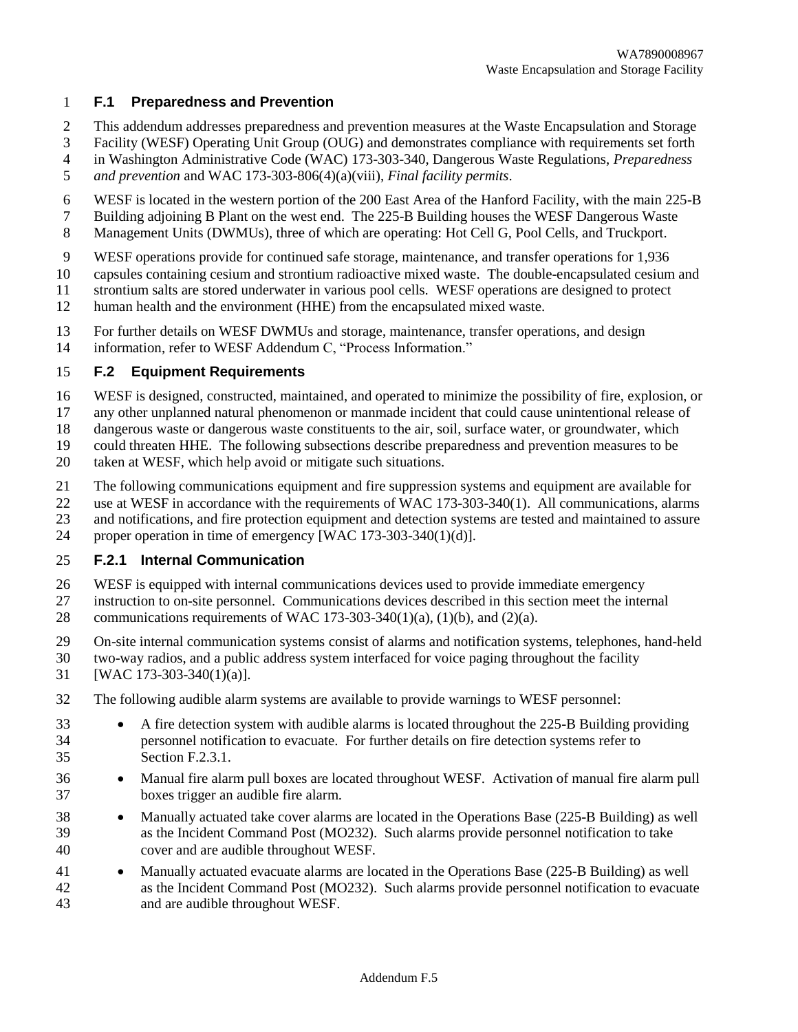## F.1 Preparedness and Prevention

This addendum addresses preparedness and prevention measures at the Waste Encapsulation and Storage Facility (WESF) Operating Unit Group (OUG) and demonstrates compliance with requirements set forth in Washington Administrative Code (WAC) 173-303-340, Dangerous Waste Regulations, *Preparedness and prevention* and WAC 173-303-806(4)(a)(viii), *Final facility permits*.

WESF is located in the western portion of the 200 East Area of the Hanford Facility, with the main 225-B Building adjoining B Plant on the west end. The 225-B Building houses the WESF Dangerous Waste Management Units (DWMUs), three of which are operating: Hot Cell G, Pool Cells, and Truckport.

WESF operations provide for continued safe storage, maintenance, and transfer operations for 1,936 capsules containing cesium and strontium radioactive mixed waste. The double-encapsulated cesium and strontium salts are stored underwater in various pool cells. WESF operations are designed to protect human health and the environment (HHE) from the encapsulated mixed waste.

For further details on WESF DWMUs and storage, maintenance, transfer operations, and design information, refer to WESF Addendum C, "Process Information."

## F.2 Equipment Requirements

WESF is designed, constructed, maintained, and operated to minimize the possibility of fire, explosion, or any other unplanned natural phenomenon or manmade incident that could cause unintentional release of dangerous waste or dangerous waste constituents to the air, soil, surface water, or groundwater, which could threaten HHE. The following subsections describe preparedness and prevention measures to be taken at WESF, which help avoid or mitigate such situations.

The following communications equipment and fire suppression systems and equipment are available for use at WESF in accordance with the requirements of WAC 173-303-340(1). All communications, alarms and notifications, and fire protection equipment and detection systems are tested and maintained to assure proper operation in time of emergency [WAC 173-303-340(1)(d)].

### F.2.1 Internal Communication

WESF is equipped with internal communications devices used to provide immediate emergency instruction to on-site personnel. Communications devices described in this section meet the internal communications requirements of WAC 173-303-340(1)(a), (1)(b), and (2)(a).

On-site internal communication systems consist of alarms and notification systems, telephones, hand-held two-way radios, and a public address system interfaced for voice paging throughout the facility [WAC 173-303-340(1)(a)].

The following audible alarm systems are available to provide warnings to WESF personnel:

- A fire detection system with audible alarms is located throughout the 225-B Building providing personnel notification to evacuate. For further details on fire detection systems refer to Section F.2.3.1.
- Manual fire alarm pull boxes are located throughout WESF. Activation of manual fire alarm pull boxes trigger an audible fire alarm.
- Manually actuated take cover alarms are located in the Operations Base (225-B Building) as well as the Incident Command Post (MO232). Such alarms provide personnel notification to take cover and are audible throughout WESF.
- Manually actuated evacuate alarms are located in the Operations Base (225-B Building) as well as the Incident Command Post (MO232). Such alarms provide personnel notification to evacuate and are audible throughout WESF.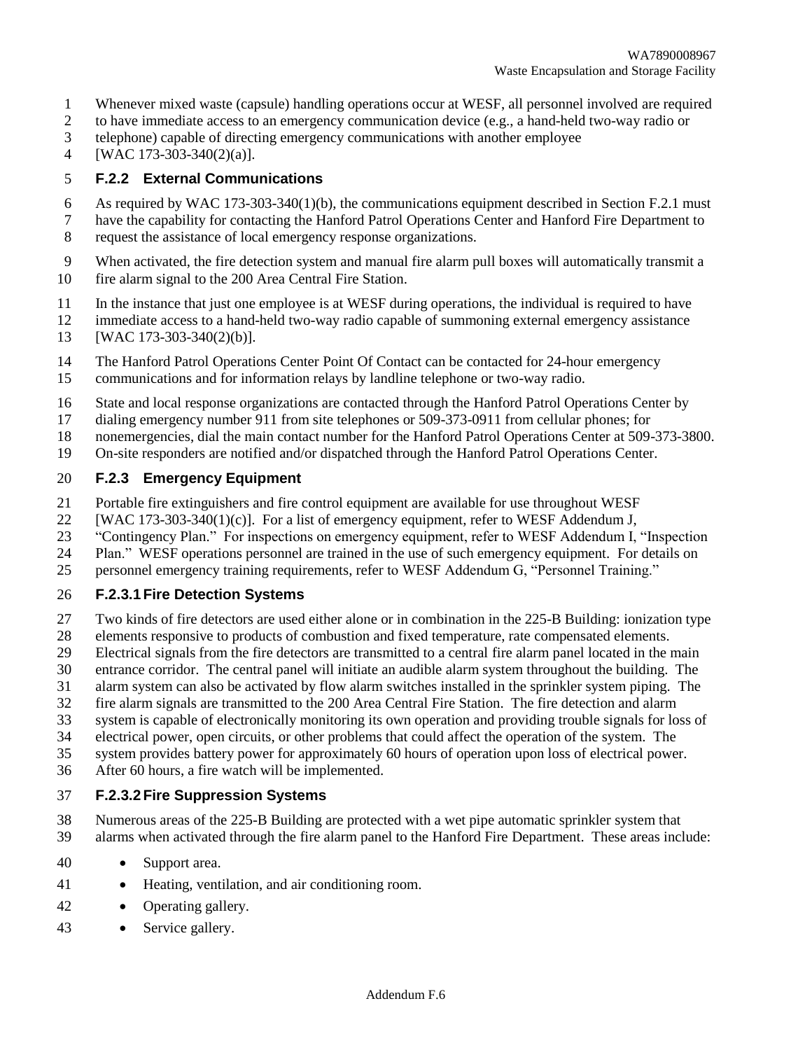Whenever mixed waste (capsule) handling operations occur at WESF, all personnel involved are required to have immediate access to an emergency communication device (e.g., a hand-held two-way radio or telephone) capable of directing emergency communications with another employee [WAC 173-303-340(2)(a)].

### F.2.2 External Communications

As required by WAC 173-303-340(1)(b), the communications equipment described in Section F.2.1 must have the capability for contacting the Hanford Patrol Operations Center and Hanford Fire Department to request the assistance of local emergency response organizations.

When activated, the fire detection system and manual fire alarm pull boxes will automatically transmit a fire alarm signal to the 200 Area Central Fire Station.

In the instance that just one employee is at WESF during operations, the individual is required to have immediate access to a hand-held two-way radio capable of summoning external emergency assistance [WAC 173-303-340(2)(b)].

The Hanford Patrol Operations Center Point Of Contact can be contacted for 24-hour emergency communications and for information relays by landline telephone or two-way radio.

State and local response organizations are contacted through the Hanford Patrol Operations Center by dialing emergency number 911 from site telephones or 509-373-0911 from cellular phones; for nonemergencies, dial the main contact number for the Hanford Patrol Operations Center at 509-373-3800. On-site responders are notified and/or dispatched through the Hanford Patrol Operations Center.

### F.2.3 Emergency Equipment

Portable fire extinguishers and fire control equipment are available for use throughout WESF [WAC 173-303-340(1)(c)]. For a list of emergency equipment, refer to WESF Addendum J, "Contingency Plan." For inspections on emergency equipment, refer to WESF Addendum I, "Inspection Plan." WESF operations personnel are trained in the use of such emergency equipment. For details on personnel emergency training requirements, refer to WESF Addendum G, "Personnel Training."

#### F.2.3.1 Fire Detection Systems

Two kinds of fire detectors are used either alone or in combination in the 225-B Building: ionization type elements responsive to products of combustion and fixed temperature, rate compensated elements. Electrical signals from the fire detectors are transmitted to a central fire alarm panel located in the main entrance corridor. The central panel will initiate an audible alarm system throughout the building. The alarm system can also be activated by flow alarm switches installed in the sprinkler system piping. The fire alarm signals are transmitted to the 200 Area Central Fire Station. The fire detection and alarm system is capable of electronically monitoring its own operation and providing trouble signals for loss of electrical power, open circuits, or other problems that could affect the operation of the system. The system provides battery power for approximately 60 hours of operation upon loss of electrical power. After 60 hours, a fire watch will be implemented.

#### F.2.3.2 Fire Suppression Systems

Numerous areas of the 225-B Building are protected with a wet pipe automatic sprinkler system that alarms when activated through the fire alarm panel to the Hanford Fire Department. These areas include:

- Support area.
- Heating, ventilation, and air conditioning room.
- Operating gallery.
- Service gallery.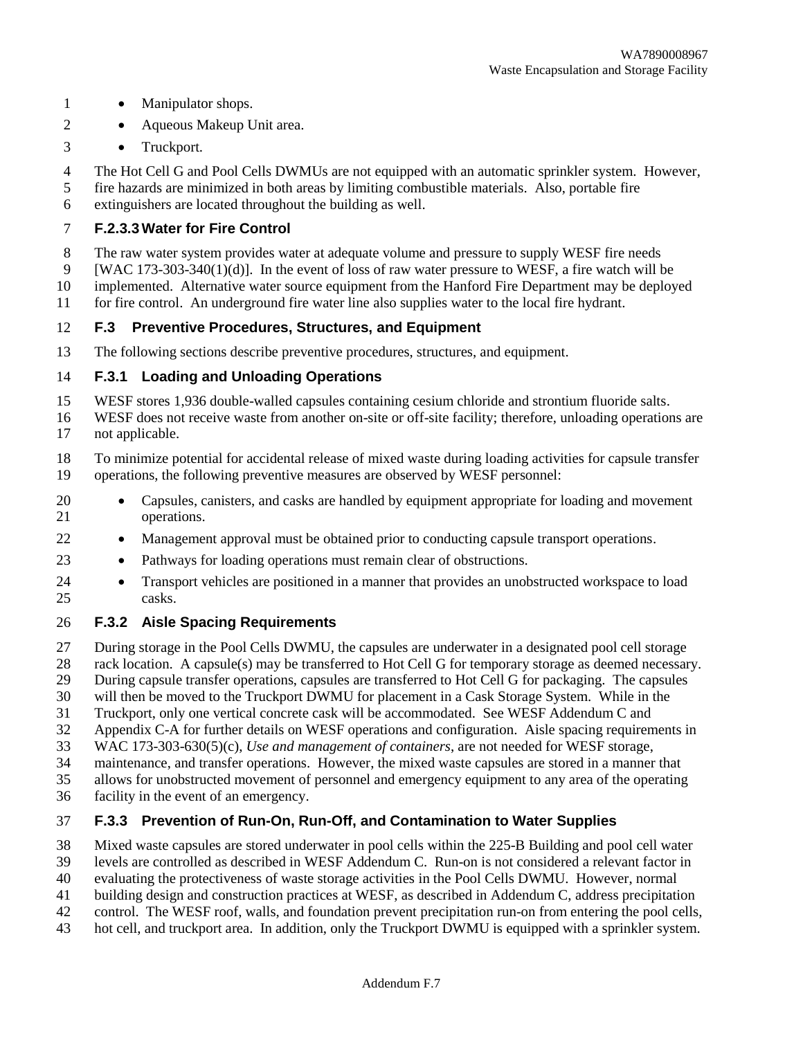- Manipulator shops.
- Aqueous Makeup Unit area.
- Truckport.

The Hot Cell G and Pool Cells DWMUs are not equipped with an automatic sprinkler system. However, fire hazards are minimized in both areas by limiting combustible materials. Also, portable fire extinguishers are located throughout the building as well.

#### F.2.3.3 Water for Fire Control

The raw water system provides water at adequate volume and pressure to supply WESF fire needs [WAC 173-303-340(1)(d)]. In the event of loss of raw water pressure to WESF, a fire watch will be implemented. Alternative water source equipment from the Hanford Fire Department may be deployed for fire control. An underground fire water line also supplies water to the local fire hydrant.

## F.3 Preventive Procedures, Structures, and Equipment

The following sections describe preventive procedures, structures, and equipment.

### F.3.1 Loading and Unloading Operations

WESF stores 1,936 double-walled capsules containing cesium chloride and strontium fluoride salts. WESF does not receive waste from another on-site or off-site facility; therefore, unloading operations are not applicable.

To minimize potential for accidental release of mixed waste during loading activities for capsule transfer operations, the following preventive measures are observed by WESF personnel:

- Capsules, canisters, and casks are handled by equipment appropriate for loading and movement operations.
- Management approval must be obtained prior to conducting capsule transport operations.
- Pathways for loading operations must remain clear of obstructions.
- Transport vehicles are positioned in a manner that provides an unobstructed workspace to load casks.

### F.3.2 Aisle Spacing Requirements

During storage in the Pool Cells DWMU, the capsules are underwater in a designated pool cell storage rack location. A capsule(s) may be transferred to Hot Cell G for temporary storage as deemed necessary. During capsule transfer operations, capsules are transferred to Hot Cell G for packaging. The capsules will then be moved to the Truckport DWMU for placement in a Cask Storage System. While in the Truckport, only one vertical concrete cask will be accommodated. See WESF Addendum C and Appendix C-A for further details on WESF operations and configuration. Aisle spacing requirements in WAC 173-303-630(5)(c), *Use and management of containers*, are not needed for WESF storage, maintenance, and transfer operations. However, the mixed waste capsules are stored in a manner that allows for unobstructed movement of personnel and emergency equipment to any area of the operating facility in the event of an emergency.

### F.3.3 Prevention of Run-On, Run-Off, and Contamination to Water Supplies

Mixed waste capsules are stored underwater in pool cells within the 225-B Building and pool cell water levels are controlled as described in WESF Addendum C. Run-on is not considered a relevant factor in evaluating the protectiveness of waste storage activities in the Pool Cells DWMU. However, normal building design and construction practices at WESF, as described in Addendum C, address precipitation control. The WESF roof, walls, and foundation prevent precipitation run-on from entering the pool cells, hot cell, and truckport area. In addition, only the Truckport DWMU is equipped with a sprinkler system.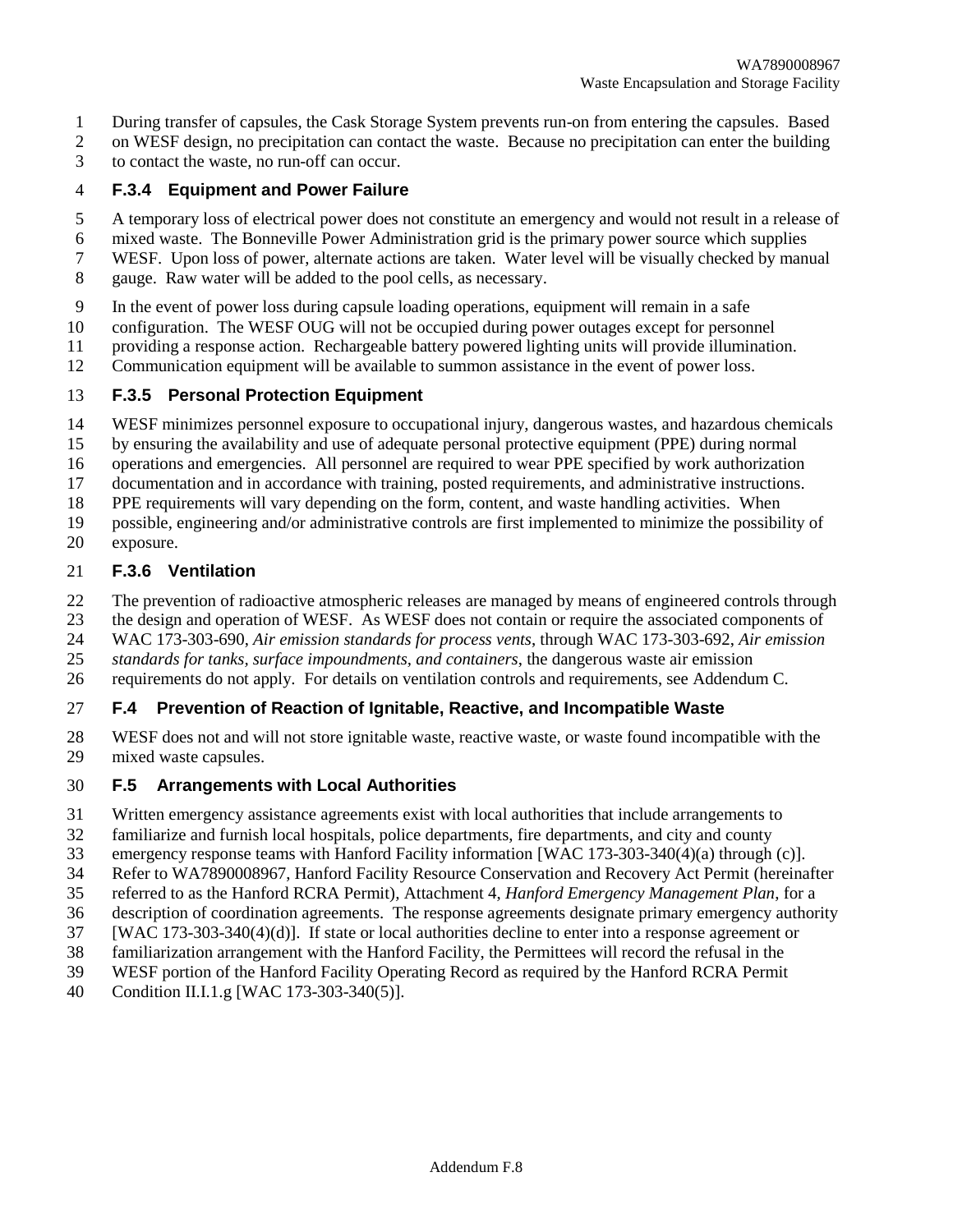During transfer of capsules, the Cask Storage System prevents run-on from entering the capsules. Based on WESF design, no precipitation can contact the waste. Because no precipitation can enter the building to contact the waste, no run-off can occur.

### F.3.4 Equipment and Power Failure

A temporary loss of electrical power does not constitute an emergency and would not result in a release of mixed waste. The Bonneville Power Administration grid is the primary power source which supplies WESF. Upon loss of power, alternate actions are taken. Water level will be visually checked by manual gauge. Raw water will be added to the pool cells, as necessary.

In the event of power loss during capsule loading operations, equipment will remain in a safe configuration. The WESF OUG will not be occupied during power outages except for personnel providing a response action. Rechargeable battery powered lighting units will provide illumination. Communication equipment will be available to summon assistance in the event of power loss.

### F.3.5 Personal Protection Equipment

WESF minimizes personnel exposure to occupational injury, dangerous wastes, and hazardous chemicals by ensuring the availability and use of adequate personal protective equipment (PPE) during normal operations and emergencies. All personnel are required to wear PPE specified by work authorization documentation and in accordance with training, posted requirements, and administrative instructions. PPE requirements will vary depending on the form, content, and waste handling activities. When possible, engineering and/or administrative controls are first implemented to minimize the possibility of exposure.

### F.3.6 Ventilation

The prevention of radioactive atmospheric releases are managed by means of engineered controls through the design and operation of WESF. As WESF does not contain or require the associated components of WAC 173-303-690, *Air emission standards for process vents*, through WAC 173-303-692, *Air emission standards for tanks, surface impoundments, and containers*, the dangerous waste air emission requirements do not apply. For details on ventilation controls and requirements, see Addendum C.

## F.4 Prevention of Reaction of Ignitable, Reactive, and Incompatible Waste

WESF does not and will not store ignitable waste, reactive waste, or waste found incompatible with the mixed waste capsules.

## F.5 Arrangements with Local Authorities

Written emergency assistance agreements exist with local authorities that include arrangements to familiarize and furnish local hospitals, police departments, fire departments, and city and county emergency response teams with Hanford Facility information [WAC 173-303-340(4)(a) through (c)]. Refer to WA7890008967, Hanford Facility Resource Conservation and Recovery Act Permit (hereinafter referred to as the Hanford RCRA Permit), Attachment 4, *Hanford Emergency Management Plan*, for a description of coordination agreements. The response agreements designate primary emergency authority [WAC 173-303-340(4)(d)]. If state or local authorities decline to enter into a response agreement or familiarization arrangement with the Hanford Facility, the Permittees will record the refusal in the WESF portion of the Hanford Facility Operating Record as required by the Hanford RCRA Permit Condition II.I.1.g [WAC 173-303-340(5)].